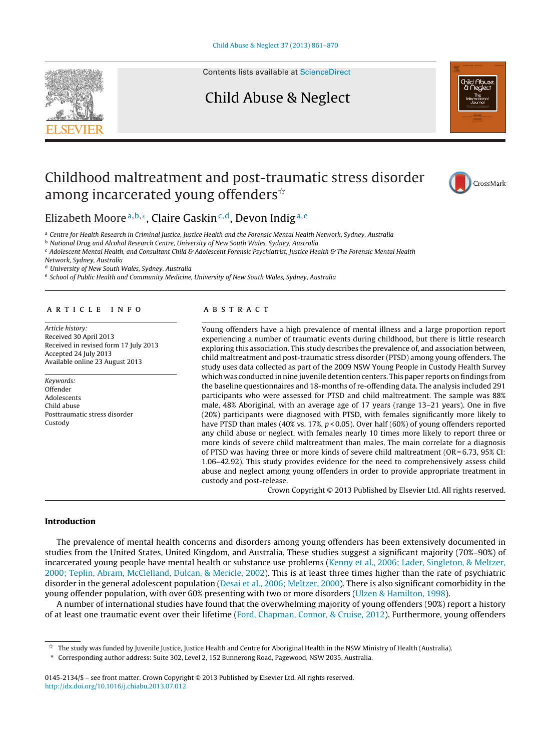# Childhood maltreatment and post-traumatic stress disorder among incarcerated young offenders[☆]

Elizabeth Moore[a,b,*], Claire Gaskin[c,d], Devon Indig[a,e]

[a] Centre for Health Research in Criminal Justice, Justice Health and the Forensic Mental Health Network, Sydney, Australia
[b] National Drug and Alcohol Research Centre, University of New South Wales, Sydney, Australia
[c] Adolescent Mental Health, and Consultant Child & Adolescent Forensic Psychiatrist, Justice Health & The Forensic Mental Health Network, Sydney, Australia
[d] University of New South Wales, Sydney, Australia
[e] School of Public Health and Community Medicine, University of New South Wales, Sydney, Australia

## ARTICLE INFO

*Article history:*
Received 30 April 2013
Received in revised form 17 July 2013
Accepted 24 July 2013
Available online 23 August 2013

*Keywords:*
Offender
Adolescents
Child abuse
Posttraumatic stress disorder
Custody

## ABSTRACT

Young offenders have a high prevalence of mental illness and a large proportion report experiencing a number of traumatic events during childhood, but there is little research exploring this association. This study describes the prevalence of, and association between, child maltreatment and post-traumatic stress disorder (PTSD) among young offenders. The study uses data collected as part of the 2009 NSW Young People in Custody Health Survey which was conducted in nine juvenile detention centers. This paper reports on findings from the baseline questionnaires and 18-months of re-offending data. The analysis included 291 participants who were assessed for PTSD and child maltreatment. The sample was 88% male, 48% Aboriginal, with an average age of 17 years (range 13–21 years). One in five (20%) participants were diagnosed with PTSD, with females significantly more likely to have PTSD than males (40% vs. 17%, $p < 0.05$). Over half (60%) of young offenders reported any child abuse or neglect, with females nearly 10 times more likely to report three or more kinds of severe child maltreatment than males. The main correlate for a diagnosis of PTSD was having three or more kinds of severe child maltreatment (OR = 6.73, 95% CI: 1.06–42.92). This study provides evidence for the need to comprehensively assess child abuse and neglect among young offenders in order to provide appropriate treatment in custody and post-release.

Crown Copyright © 2013 Published by Elsevier Ltd. All rights reserved.

## Introduction

The prevalence of mental health concerns and disorders among young offenders has been extensively documented in studies from the United States, United Kingdom, and Australia. These studies suggest a significant majority (70%–90%) of incarcerated young people have mental health or substance use problems (Kenny et al., 2006; Lader, Singleton, & Meltzer, 2000; Teplin, Abram, McClelland, Dulcan, & Mericle, 2002). This is at least three times higher than the rate of psychiatric disorder in the general adolescent population (Desai et al., 2006; Meltzer, 2000). There is also significant comorbidity in the young offender population, with over 60% presenting with two or more disorders (Ulzen & Hamilton, 1998).

A number of international studies have found that the overwhelming majority of young offenders (90%) report a history of at least one traumatic event over their lifetime (Ford, Chapman, Connor, & Cruise, 2012). Furthermore, young offenders

---

[☆] The study was funded by Juvenile Justice, Justice Health and Centre for Aboriginal Health in the NSW Ministry of Health (Australia).
[*] Corresponding author address: Suite 302, Level 2, 152 Bunnerong Road, Pagewood, NSW 2035, Australia.

0145-2134/$ – see front matter. Crown Copyright © 2013 Published by Elsevier Ltd. All rights reserved.
http://dx.doi.org/10.1016/j.chiabu.2013.07.012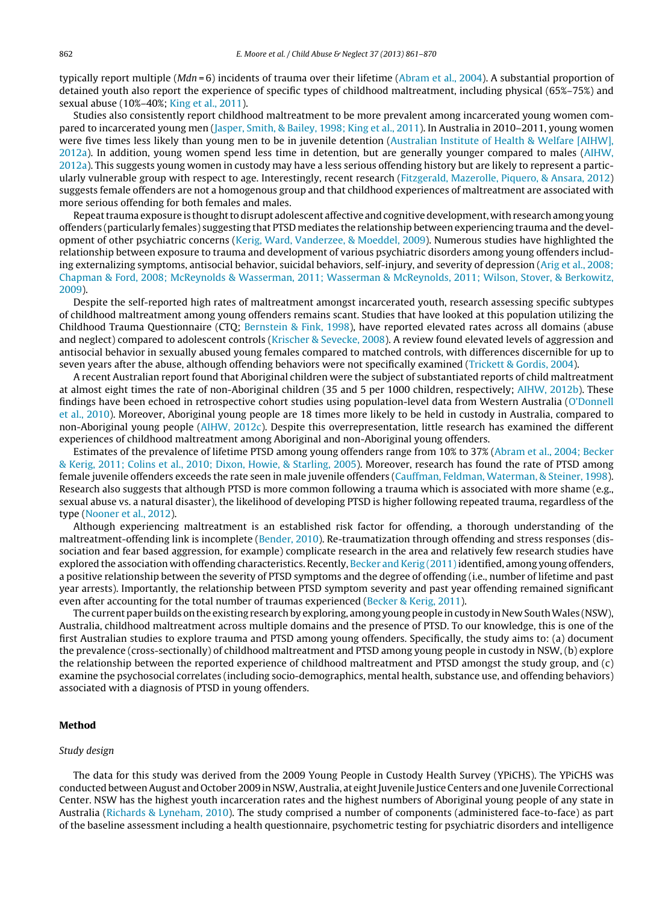typically report multiple ($Mdn = 6$) incidents of trauma over their lifetime (Abram et al., 2004). A substantial proportion of detained youth also report the experience of specific types of childhood maltreatment, including physical (65%–75%) and sexual abuse (10%–40%; King et al., 2011).

Studies also consistently report childhood maltreatment to be more prevalent among incarcerated young women compared to incarcerated young men (Jasper, Smith, & Bailey, 1998; King et al., 2011). In Australia in 2010–2011, young women were five times less likely than young men to be in juvenile detention (Australian Institute of Health & Welfare [AIHW], 2012a). In addition, young women spend less time in detention, but are generally younger compared to males (AIHW, 2012a). This suggests young women in custody may have a less serious offending history but are likely to represent a particularly vulnerable group with respect to age. Interestingly, recent research (Fitzgerald, Mazerolle, Piquero, & Ansara, 2012) suggests female offenders are not a homogenous group and that childhood experiences of maltreatment are associated with more serious offending for both females and males.

Repeat trauma exposure is thought to disrupt adolescent affective and cognitive development, with research among young offenders (particularly females) suggesting that PTSD mediates the relationship between experiencing trauma and the development of other psychiatric concerns (Kerig, Ward, Vanderzee, & Moeddel, 2009). Numerous studies have highlighted the relationship between exposure to trauma and development of various psychiatric disorders among young offenders including externalizing symptoms, antisocial behavior, suicidal behaviors, self-injury, and severity of depression (Arig et al., 2008; Chapman & Ford, 2008; McReynolds & Wasserman, 2011; Wasserman & McReynolds, 2011; Wilson, Stover, & Berkowitz, 2009).

Despite the self-reported high rates of maltreatment amongst incarcerated youth, research assessing specific subtypes of childhood maltreatment among young offenders remains scant. Studies that have looked at this population utilizing the Childhood Trauma Questionnaire (CTQ; Bernstein & Fink, 1998), have reported elevated rates across all domains (abuse and neglect) compared to adolescent controls (Krischer & Sevecke, 2008). A review found elevated levels of aggression and antisocial behavior in sexually abused young females compared to matched controls, with differences discernible for up to seven years after the abuse, although offending behaviors were not specifically examined (Trickett & Gordis, 2004).

A recent Australian report found that Aboriginal children were the subject of substantiated reports of child maltreatment at almost eight times the rate of non-Aboriginal children (35 and 5 per 1000 children, respectively; AIHW, 2012b). These findings have been echoed in retrospective cohort studies using population-level data from Western Australia (O'Donnell et al., 2010). Moreover, Aboriginal young people are 18 times more likely to be held in custody in Australia, compared to non-Aboriginal young people (AIHW, 2012c). Despite this overrepresentation, little research has examined the different experiences of childhood maltreatment among Aboriginal and non-Aboriginal young offenders.

Estimates of the prevalence of lifetime PTSD among young offenders range from 10% to 37% (Abram et al., 2004; Becker & Kerig, 2011; Colins et al., 2010; Dixon, Howie, & Starling, 2005). Moreover, research has found the rate of PTSD among female juvenile offenders exceeds the rate seen in male juvenile offenders (Cauffman, Feldman, Waterman, & Steiner, 1998). Research also suggests that although PTSD is more common following a trauma which is associated with more shame (e.g., sexual abuse vs. a natural disaster), the likelihood of developing PTSD is higher following repeated trauma, regardless of the type (Nooner et al., 2012).

Although experiencing maltreatment is an established risk factor for offending, a thorough understanding of the maltreatment-offending link is incomplete (Bender, 2010). Re-traumatization through offending and stress responses (dissociation and fear based aggression, for example) complicate research in the area and relatively few research studies have explored the association with offending characteristics. Recently, Becker and Kerig (2011) identified, among young offenders, a positive relationship between the severity of PTSD symptoms and the degree of offending (i.e., number of lifetime and past year arrests). Importantly, the relationship between PTSD symptom severity and past year offending remained significant even after accounting for the total number of traumas experienced (Becker & Kerig, 2011).

The current paper builds on the existing research by exploring, among young people in custody in New South Wales (NSW), Australia, childhood maltreatment across multiple domains and the presence of PTSD. To our knowledge, this is one of the first Australian studies to explore trauma and PTSD among young offenders. Specifically, the study aims to: (a) document the prevalence (cross-sectionally) of childhood maltreatment and PTSD among young people in custody in NSW, (b) explore the relationship between the reported experience of childhood maltreatment and PTSD amongst the study group, and (c) examine the psychosocial correlates (including socio-demographics, mental health, substance use, and offending behaviors) associated with a diagnosis of PTSD in young offenders.

## Method

### *Study design*

The data for this study was derived from the 2009 Young People in Custody Health Survey (YPiCHS). The YPiCHS was conducted between August and October 2009 in NSW, Australia, at eight Juvenile Justice Centers and one Juvenile Correctional Center. NSW has the highest youth incarceration rates and the highest numbers of Aboriginal young people of any state in Australia (Richards & Lyneham, 2010). The study comprised a number of components (administered face-to-face) as part of the baseline assessment including a health questionnaire, psychometric testing for psychiatric disorders and intelligence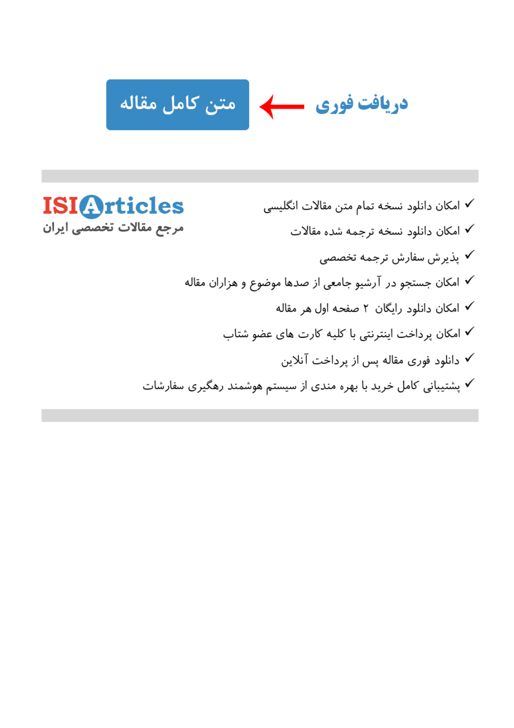دریافت فوری ← متن کامل مقاله

**ISIArticles**
مرجع مقالات تخصصی ایران

- ✓ امکان دانلود نسخه تمام متن مقالات انگلیسی
- ✓ امکان دانلود نسخه ترجمه شده مقالات
- ✓ پذیرش سفارش ترجمه تخصصی
- ✓ امکان جستجو در آرشیو جامعی از صدها موضوع و هزاران مقاله
- ✓ امکان دانلود رایگان ۲ صفحه اول هر مقاله
- ✓ امکان پرداخت اینترنتی با کلیه کارت های عضو شتاب
- ✓ دانلود فوری مقاله پس از پرداخت آنلاین
- ✓ پشتیبانی کامل خرید با بهره مندی از سیستم هوشمند رهگیری سفارشات